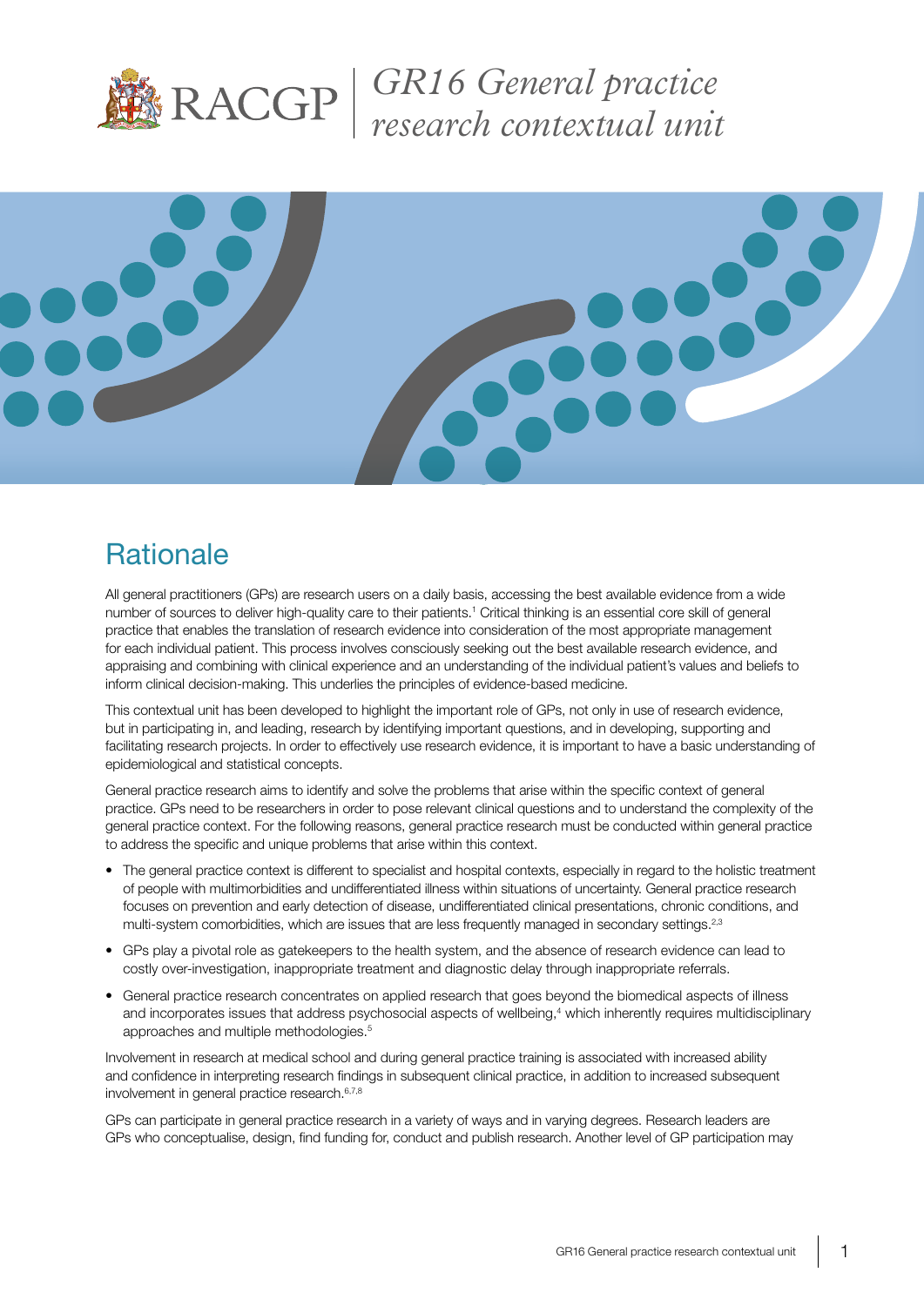# GR16 General practice research contextual unit

## Rationale

All general practitioners (GPs) are research users on a daily basis, accessing the best available evidence from a wide number of sources to deliver high-quality care to their patients.[1] Critical thinking is an essential core skill of general practice that enables the translation of research evidence into consideration of the most appropriate management for each individual patient. This process involves consciously seeking out the best available research evidence, and appraising and combining with clinical experience and an understanding of the individual patient's values and beliefs to inform clinical decision-making. This underlies the principles of evidence-based medicine.

This contextual unit has been developed to highlight the important role of GPs, not only in use of research evidence, but in participating in, and leading, research by identifying important questions, and in developing, supporting and facilitating research projects. In order to effectively use research evidence, it is important to have a basic understanding of epidemiological and statistical concepts.

General practice research aims to identify and solve the problems that arise within the specific context of general practice. GPs need to be researchers in order to pose relevant clinical questions and to understand the complexity of the general practice context. For the following reasons, general practice research must be conducted within general practice to address the specific and unique problems that arise within this context.

- The general practice context is different to specialist and hospital contexts, especially in regard to the holistic treatment of people with multimorbidities and undifferentiated illness within situations of uncertainty. General practice research focuses on prevention and early detection of disease, undifferentiated clinical presentations, chronic conditions, and multi-system comorbidities, which are issues that are less frequently managed in secondary settings.[2,3]
- GPs play a pivotal role as gatekeepers to the health system, and the absence of research evidence can lead to costly over-investigation, inappropriate treatment and diagnostic delay through inappropriate referrals.
- General practice research concentrates on applied research that goes beyond the biomedical aspects of illness and incorporates issues that address psychosocial aspects of wellbeing,[4] which inherently requires multidisciplinary approaches and multiple methodologies.[5]

Involvement in research at medical school and during general practice training is associated with increased ability and confidence in interpreting research findings in subsequent clinical practice, in addition to increased subsequent involvement in general practice research.[6,7,8]

GPs can participate in general practice research in a variety of ways and in varying degrees. Research leaders are GPs who conceptualise, design, find funding for, conduct and publish research. Another level of GP participation may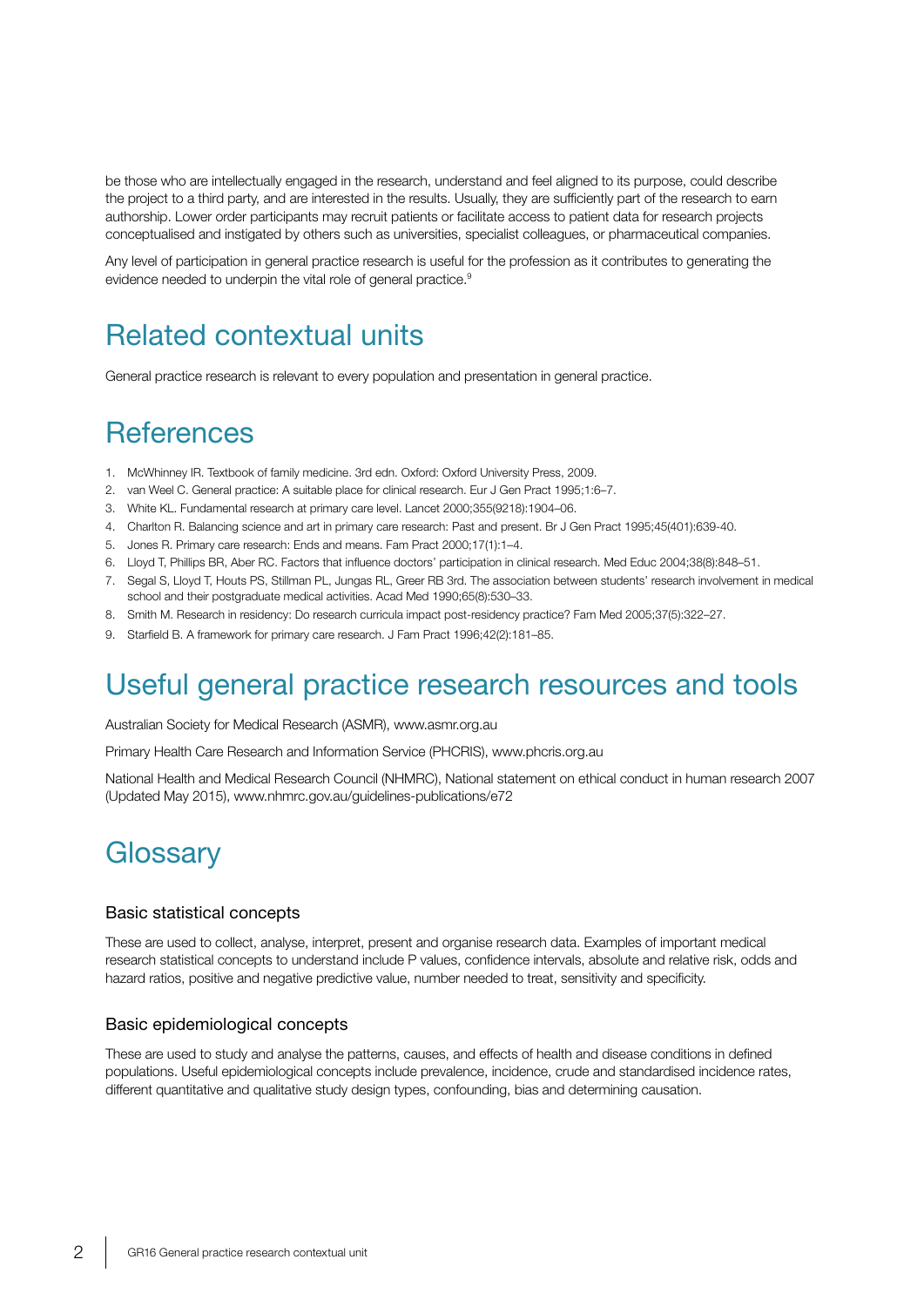be those who are intellectually engaged in the research, understand and feel aligned to its purpose, could describe the project to a third party, and are interested in the results. Usually, they are sufficiently part of the research to earn authorship. Lower order participants may recruit patients or facilitate access to patient data for research projects conceptualised and instigated by others such as universities, specialist colleagues, or pharmaceutical companies.

Any level of participation in general practice research is useful for the profession as it contributes to generating the evidence needed to underpin the vital role of general practice.[9]

## Related contextual units

General practice research is relevant to every population and presentation in general practice.

## References

1. McWhinney IR. Textbook of family medicine. 3rd edn. Oxford: Oxford University Press, 2009.
2. van Weel C. General practice: A suitable place for clinical research. Eur J Gen Pract 1995;1:6–7.
3. White KL. Fundamental research at primary care level. Lancet 2000;355(9218):1904–06.
4. Charlton R. Balancing science and art in primary care research: Past and present. Br J Gen Pract 1995;45(401):639-40.
5. Jones R. Primary care research: Ends and means. Fam Pract 2000;17(1):1–4.
6. Lloyd T, Phillips BR, Aber RC. Factors that influence doctors' participation in clinical research. Med Educ 2004;38(8):848–51.
7. Segal S, Lloyd T, Houts PS, Stillman PL, Jungas RL, Greer RB 3rd. The association between students' research involvement in medical school and their postgraduate medical activities. Acad Med 1990;65(8):530–33.
8. Smith M. Research in residency: Do research curricula impact post-residency practice? Fam Med 2005;37(5):322–27.
9. Starfield B. A framework for primary care research. J Fam Pract 1996;42(2):181–85.

## Useful general practice research resources and tools

Australian Society for Medical Research (ASMR), www.asmr.org.au

Primary Health Care Research and Information Service (PHCRIS), www.phcris.org.au

National Health and Medical Research Council (NHMRC), National statement on ethical conduct in human research 2007 (Updated May 2015), www.nhmrc.gov.au/guidelines-publications/e72

## Glossary

### Basic statistical concepts

These are used to collect, analyse, interpret, present and organise research data. Examples of important medical research statistical concepts to understand include P values, confidence intervals, absolute and relative risk, odds and hazard ratios, positive and negative predictive value, number needed to treat, sensitivity and specificity.

### Basic epidemiological concepts

These are used to study and analyse the patterns, causes, and effects of health and disease conditions in defined populations. Useful epidemiological concepts include prevalence, incidence, crude and standardised incidence rates, different quantitative and qualitative study design types, confounding, bias and determining causation.